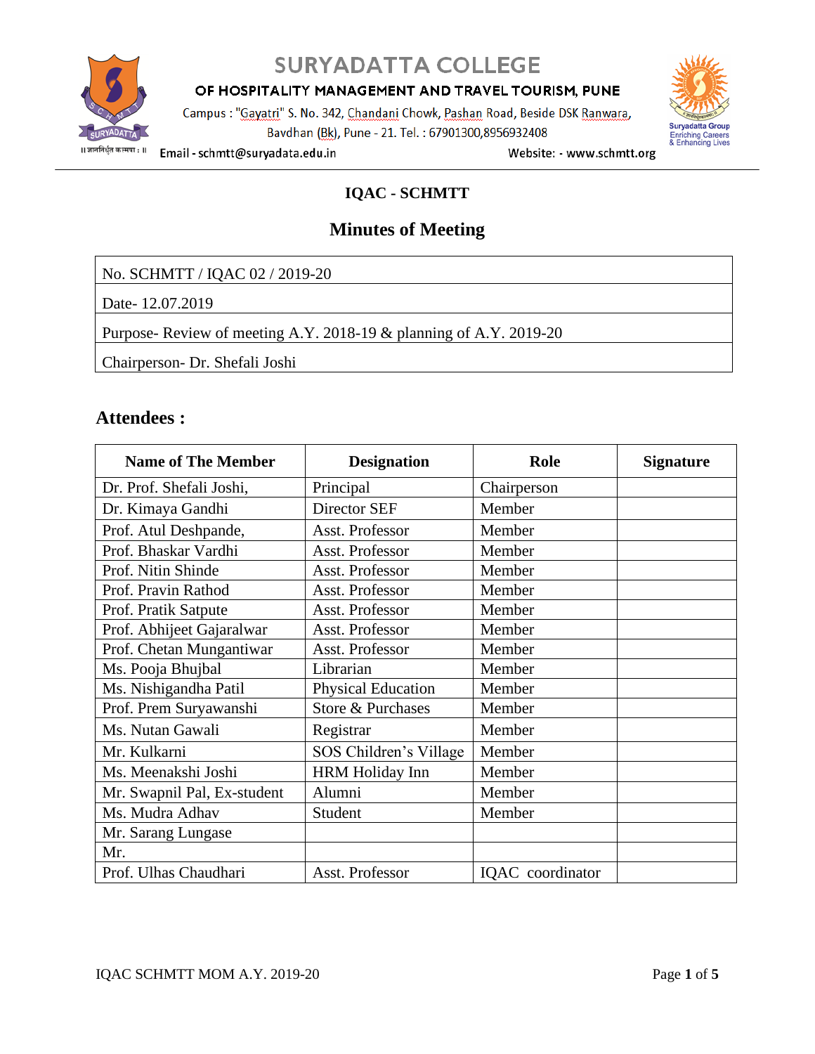# SURYADATTA COLLEGE

## OF HOSPITALITY MANAGEMENT AND TRAVEL TOURISM, PUNE

Campus : "Gayatri" S. No. 342, Chandani Chowk, Pashan Road, Beside DSK Ranwara, Bavdhan (Bk), Pune - 21. Tel. : 67901300,8956932408

Email - schmtt@suryadata.edu.in Website: - www.schmtt.org

Suryadatta Group Enriching Careers & Enhancing Lives

## IQAC - SCHMTT

## Minutes of Meeting

| No. SCHMTT / IQAC 02 / 2019-20 |
|---|
| Date- 12.07.2019 |
| Purpose- Review of meeting A.Y. 2018-19 & planning of A.Y. 2019-20 |
| Chairperson- Dr. Shefali Joshi |

## Attendees :

| Name of The Member | Designation | Role | Signature |
|---|---|---|---|
| Dr. Prof. Shefali Joshi, | Principal | Chairperson | |
| Dr. Kimaya Gandhi | Director SEF | Member | |
| Prof. Atul Deshpande, | Asst. Professor | Member | |
| Prof. Bhaskar Vardhi | Asst. Professor | Member | |
| Prof. Nitin Shinde | Asst. Professor | Member | |
| Prof. Pravin Rathod | Asst. Professor | Member | |
| Prof. Pratik Satpute | Asst. Professor | Member | |
| Prof. Abhijeet Gajaralwar | Asst. Professor | Member | |
| Prof. Chetan Mungantiwar | Asst. Professor | Member | |
| Ms. Pooja Bhujbal | Librarian | Member | |
| Ms. Nishigandha Patil | Physical Education | Member | |
| Prof. Prem Suryawanshi | Store & Purchases | Member | |
| Ms. Nutan Gawali | Registrar | Member | |
| Mr. Kulkarni | SOS Children's Village | Member | |
| Ms. Meenakshi Joshi | HRM Holiday Inn | Member | |
| Mr. Swapnil Pal, Ex-student | Alumni | Member | |
| Ms. Mudra Adhav | Student | Member | |
| Mr. Sarang Lungase | | | |
| Mr. | | | |
| Prof. Ulhas Chaudhari | Asst. Professor | IQAC coordinator | |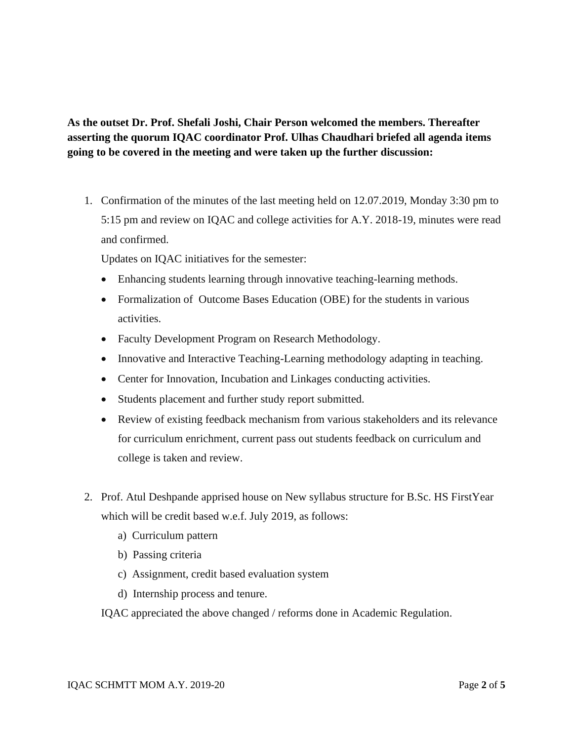**As the outset Dr. Prof. Shefali Joshi, Chair Person welcomed the members. Thereafter asserting the quorum IQAC coordinator Prof. Ulhas Chaudhari briefed all agenda items going to be covered in the meeting and were taken up the further discussion:**

1. Confirmation of the minutes of the last meeting held on 12.07.2019, Monday 3:30 pm to 5:15 pm and review on IQAC and college activities for A.Y. 2018-19, minutes were read and confirmed.

   Updates on IQAC initiatives for the semester:

   - Enhancing students learning through innovative teaching-learning methods.
   - Formalization of Outcome Bases Education (OBE) for the students in various activities.
   - Faculty Development Program on Research Methodology.
   - Innovative and Interactive Teaching-Learning methodology adapting in teaching.
   - Center for Innovation, Incubation and Linkages conducting activities.
   - Students placement and further study report submitted.
   - Review of existing feedback mechanism from various stakeholders and its relevance for curriculum enrichment, current pass out students feedback on curriculum and college is taken and review.

2. Prof. Atul Deshpande apprised house on New syllabus structure for B.Sc. HS FirstYear which will be credit based w.e.f. July 2019, as follows:

   a) Curriculum pattern
   b) Passing criteria
   c) Assignment, credit based evaluation system
   d) Internship process and tenure.

   IQAC appreciated the above changed / reforms done in Academic Regulation.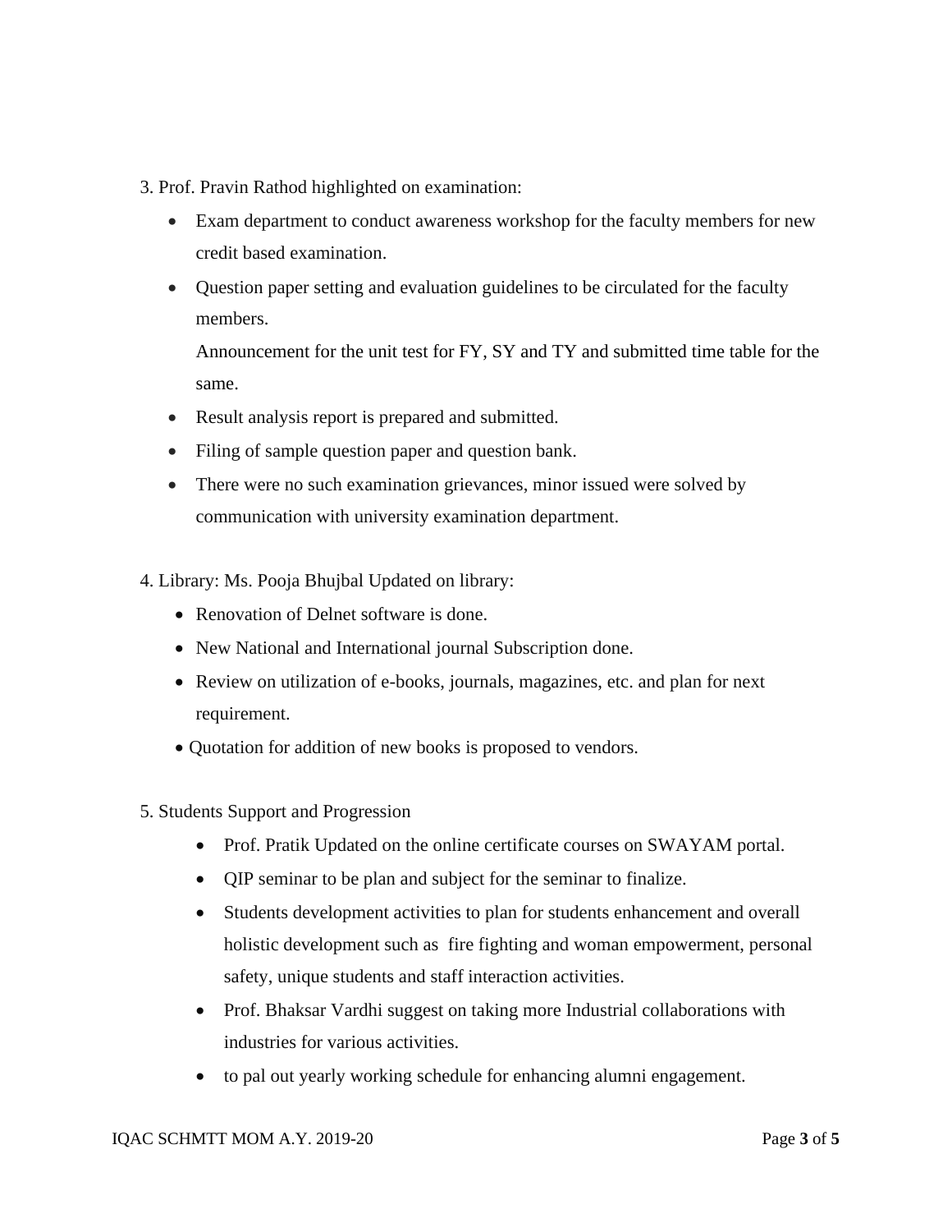3. Prof. Pravin Rathod highlighted on examination:

- Exam department to conduct awareness workshop for the faculty members for new credit based examination.
- Question paper setting and evaluation guidelines to be circulated for the faculty members.

  Announcement for the unit test for FY, SY and TY and submitted time table for the same.
- Result analysis report is prepared and submitted.
- Filing of sample question paper and question bank.
- There were no such examination grievances, minor issued were solved by communication with university examination department.

4. Library: Ms. Pooja Bhujbal Updated on library:

- Renovation of Delnet software is done.
- New National and International journal Subscription done.
- Review on utilization of e-books, journals, magazines, etc. and plan for next requirement.
- Quotation for addition of new books is proposed to vendors.

5. Students Support and Progression

- Prof. Pratik Updated on the online certificate courses on SWAYAM portal.
- QIP seminar to be plan and subject for the seminar to finalize.
- Students development activities to plan for students enhancement and overall holistic development such as fire fighting and woman empowerment, personal safety, unique students and staff interaction activities.
- Prof. Bhaksar Vardhi suggest on taking more Industrial collaborations with industries for various activities.
- to pal out yearly working schedule for enhancing alumni engagement.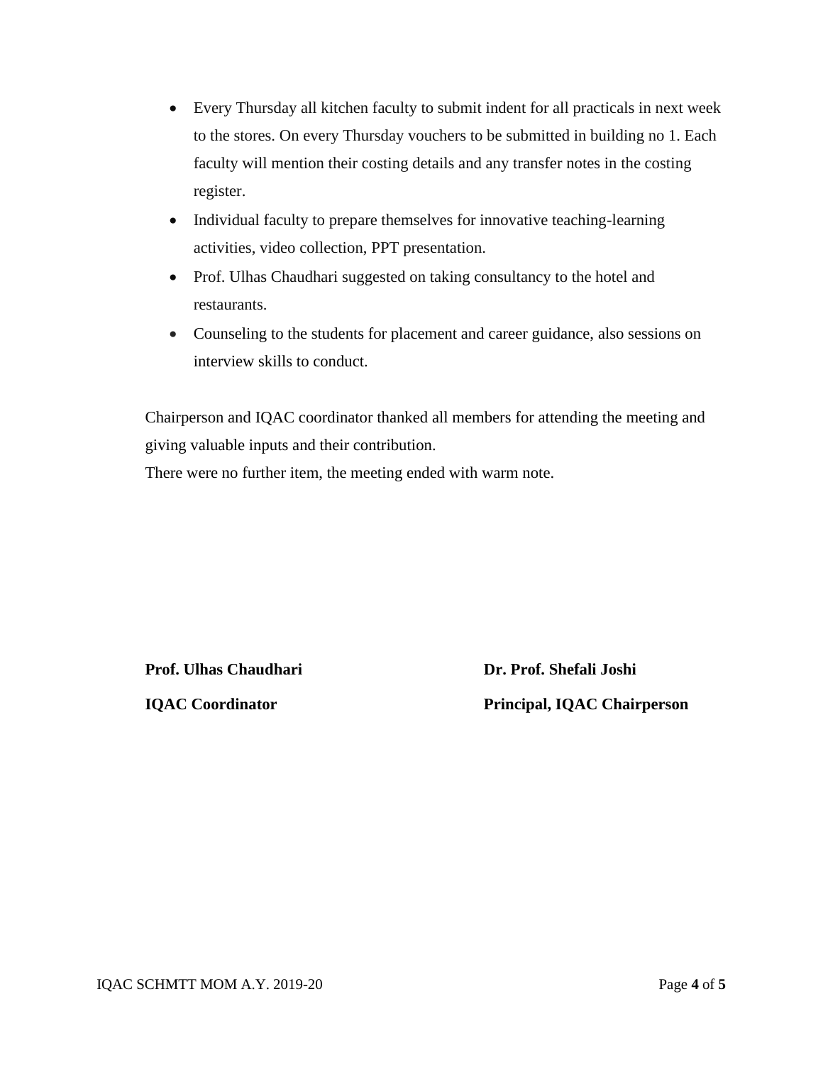- Every Thursday all kitchen faculty to submit indent for all practicals in next week to the stores. On every Thursday vouchers to be submitted in building no 1. Each faculty will mention their costing details and any transfer notes in the costing register.
- Individual faculty to prepare themselves for innovative teaching-learning activities, video collection, PPT presentation.
- Prof. Ulhas Chaudhari suggested on taking consultancy to the hotel and restaurants.
- Counseling to the students for placement and career guidance, also sessions on interview skills to conduct.

Chairperson and IQAC coordinator thanked all members for attending the meeting and giving valuable inputs and their contribution.
There were no further item, the meeting ended with warm note.

| **Prof. Ulhas Chaudhari** | **Dr. Prof. Shefali Joshi** |
|---|---|
| **IQAC Coordinator** | **Principal, IQAC Chairperson** |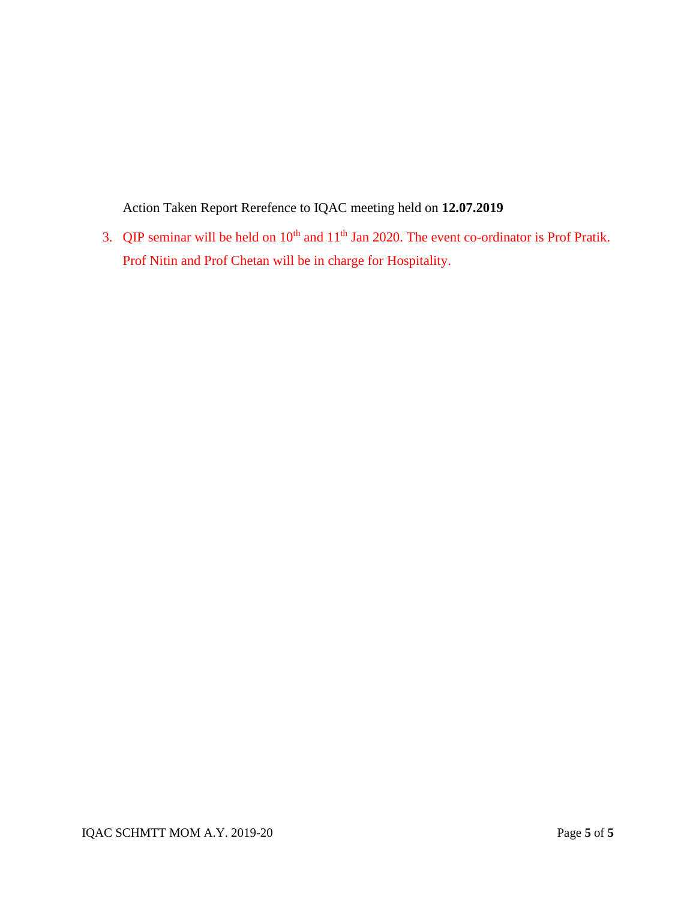Action Taken Report Rerefence to IQAC meeting held on **12.07.2019**

3. QIP seminar will be held on 10th and 11th Jan 2020. The event co-ordinator is Prof Pratik. Prof Nitin and Prof Chetan will be in charge for Hospitality.